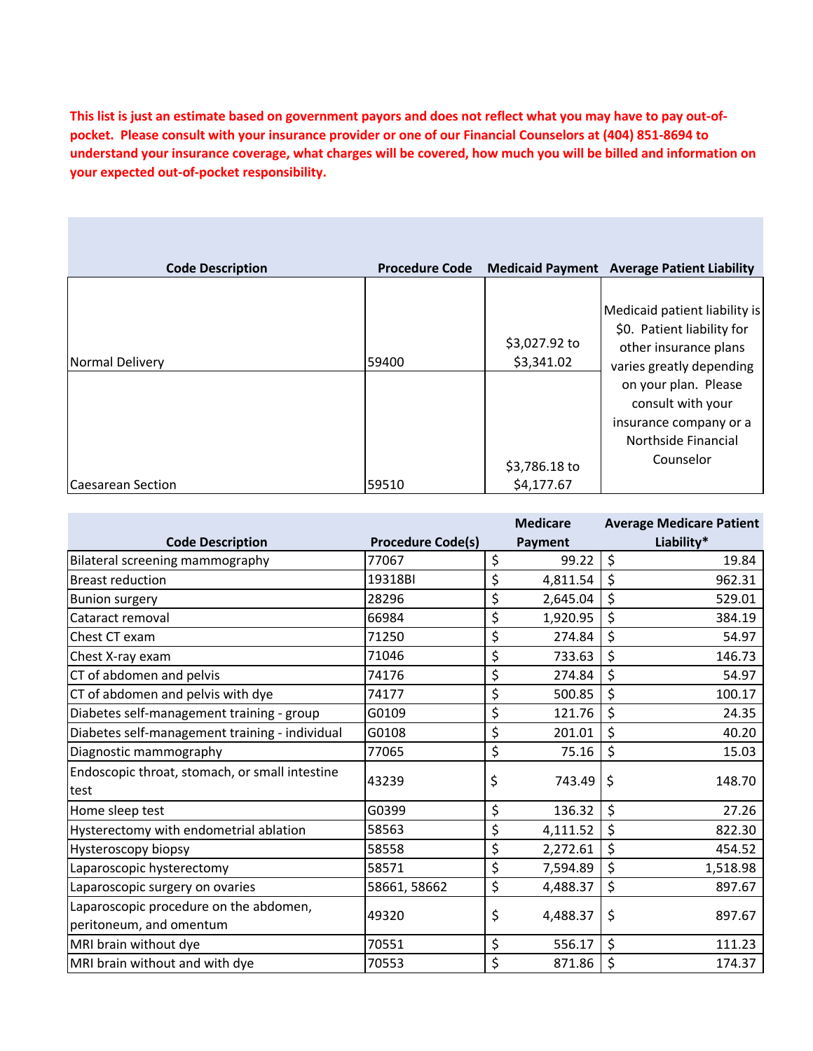**This list is just an estimate based on government payors and does not reflect what you may have to pay out-of-pocket. Please consult with your insurance provider or one of our Financial Counselors at (404) 851-8694 to understand your insurance coverage, what charges will be covered, how much you will be billed and information on your expected out-of-pocket responsibility.**

| Code Description | Procedure Code | Medicaid Payment | Average Patient Liability |
|---|---|---|---|
| Normal Delivery | 59400 | $3,027.92 to $3,341.02 | Medicaid patient liability is $0. Patient liability for other insurance plans varies greatly depending on your plan. Please consult with your insurance company or a Northside Financial Counselor |
| Caesarean Section | 59510 | $3,786.18 to $4,177.67 | |

| Code Description | Procedure Code(s) | Medicare Payment | Average Medicare Patient Liability* |
|---|---|---|---|
| Bilateral screening mammography | 77067 | $ 99.22 | $ 19.84 |
| Breast reduction | 19318BI | $ 4,811.54 | $ 962.31 |
| Bunion surgery | 28296 | $ 2,645.04 | $ 529.01 |
| Cataract removal | 66984 | $ 1,920.95 | $ 384.19 |
| Chest CT exam | 71250 | $ 274.84 | $ 54.97 |
| Chest X-ray exam | 71046 | $ 733.63 | $ 146.73 |
| CT of abdomen and pelvis | 74176 | $ 274.84 | $ 54.97 |
| CT of abdomen and pelvis with dye | 74177 | $ 500.85 | $ 100.17 |
| Diabetes self-management training - group | G0109 | $ 121.76 | $ 24.35 |
| Diabetes self-management training - individual | G0108 | $ 201.01 | $ 40.20 |
| Diagnostic mammography | 77065 | $ 75.16 | $ 15.03 |
| Endoscopic throat, stomach, or small intestine test | 43239 | $ 743.49 | $ 148.70 |
| Home sleep test | G0399 | $ 136.32 | $ 27.26 |
| Hysterectomy with endometrial ablation | 58563 | $ 4,111.52 | $ 822.30 |
| Hysteroscopy biopsy | 58558 | $ 2,272.61 | $ 454.52 |
| Laparoscopic hysterectomy | 58571 | $ 7,594.89 | $ 1,518.98 |
| Laparoscopic surgery on ovaries | 58661, 58662 | $ 4,488.37 | $ 897.67 |
| Laparoscopic procedure on the abdomen, peritoneum, and omentum | 49320 | $ 4,488.37 | $ 897.67 |
| MRI brain without dye | 70551 | $ 556.17 | $ 111.23 |
| MRI brain without and with dye | 70553 | $ 871.86 | $ 174.37 |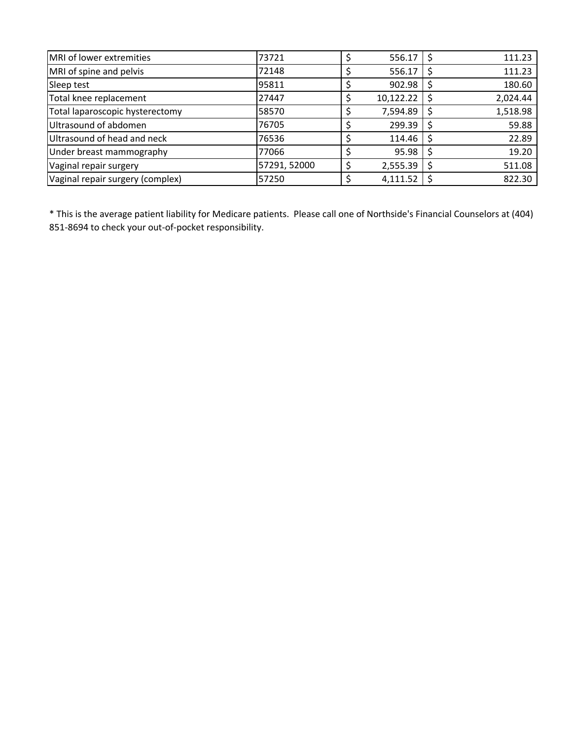| | | | |
|---|---|---|---|
| MRI of lower extremities | 73721 | $ 556.17 | $ 111.23 |
| MRI of spine and pelvis | 72148 | $ 556.17 | $ 111.23 |
| Sleep test | 95811 | $ 902.98 | $ 180.60 |
| Total knee replacement | 27447 | $ 10,122.22 | $ 2,024.44 |
| Total laparoscopic hysterectomy | 58570 | $ 7,594.89 | $ 1,518.98 |
| Ultrasound of abdomen | 76705 | $ 299.39 | $ 59.88 |
| Ultrasound of head and neck | 76536 | $ 114.46 | $ 22.89 |
| Under breast mammography | 77066 | $ 95.98 | $ 19.20 |
| Vaginal repair surgery | 57291, 52000 | $ 2,555.39 | $ 511.08 |
| Vaginal repair surgery (complex) | 57250 | $ 4,111.52 | $ 822.30 |

* This is the average patient liability for Medicare patients. Please call one of Northside's Financial Counselors at (404) 851-8694 to check your out-of-pocket responsibility.